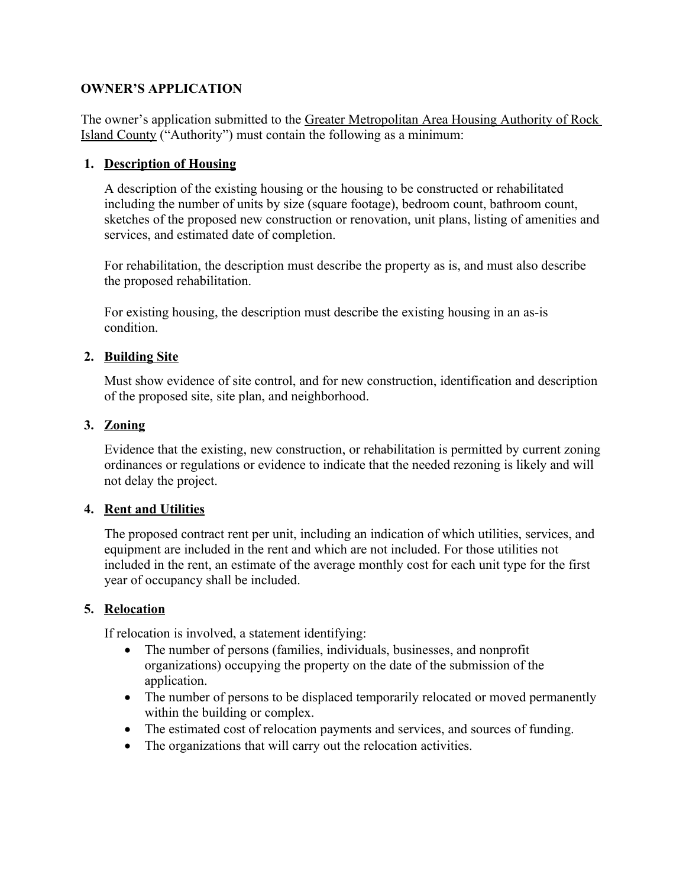**OWNER'S APPLICATION**

The owner's application submitted to the Greater Metropolitan Area Housing Authority of Rock Island County ("Authority") must contain the following as a minimum:

1. **Description of Housing**

   A description of the existing housing or the housing to be constructed or rehabilitated including the number of units by size (square footage), bedroom count, bathroom count, sketches of the proposed new construction or renovation, unit plans, listing of amenities and services, and estimated date of completion.

   For rehabilitation, the description must describe the property as is, and must also describe the proposed rehabilitation.

   For existing housing, the description must describe the existing housing in an as-is condition.

2. **Building Site**

   Must show evidence of site control, and for new construction, identification and description of the proposed site, site plan, and neighborhood.

3. **Zoning**

   Evidence that the existing, new construction, or rehabilitation is permitted by current zoning ordinances or regulations or evidence to indicate that the needed rezoning is likely and will not delay the project.

4. **Rent and Utilities**

   The proposed contract rent per unit, including an indication of which utilities, services, and equipment are included in the rent and which are not included. For those utilities not included in the rent, an estimate of the average monthly cost for each unit type for the first year of occupancy shall be included.

5. **Relocation**

   If relocation is involved, a statement identifying:
   - The number of persons (families, individuals, businesses, and nonprofit organizations) occupying the property on the date of the submission of the application.
   - The number of persons to be displaced temporarily relocated or moved permanently within the building or complex.
   - The estimated cost of relocation payments and services, and sources of funding.
   - The organizations that will carry out the relocation activities.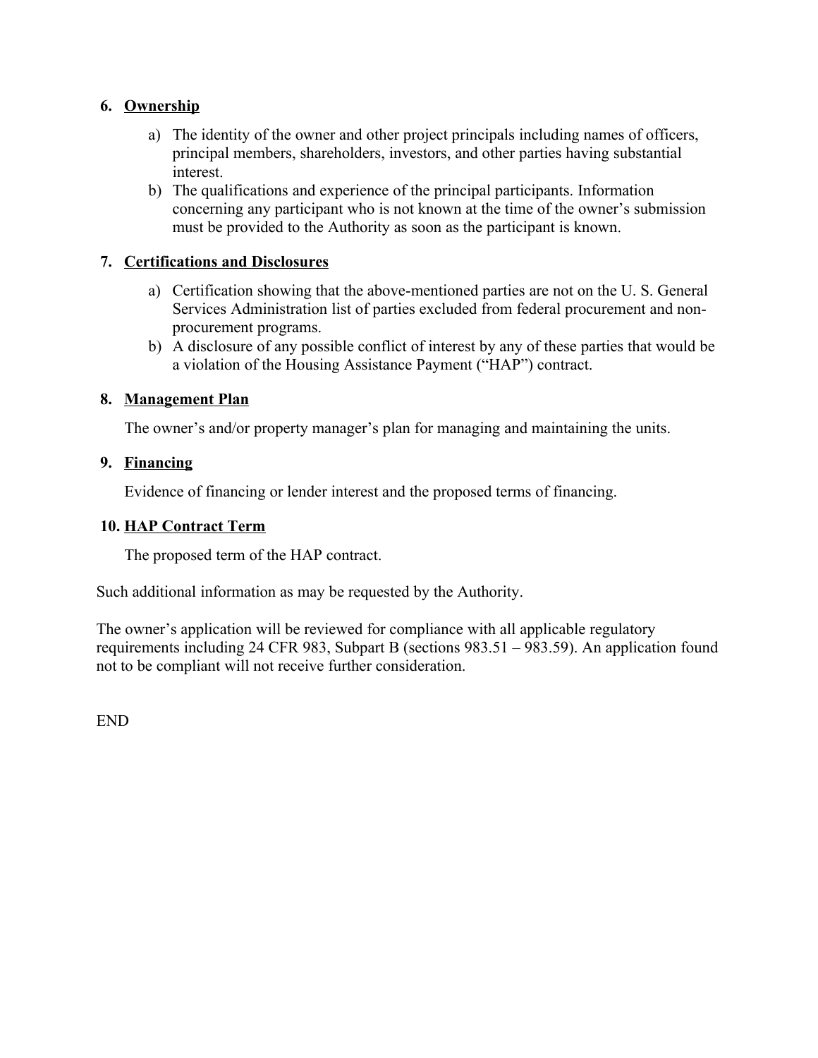6. **Ownership**

   a) The identity of the owner and other project principals including names of officers, principal members, shareholders, investors, and other parties having substantial interest.
   b) The qualifications and experience of the principal participants. Information concerning any participant who is not known at the time of the owner's submission must be provided to the Authority as soon as the participant is known.

7. **Certifications and Disclosures**

   a) Certification showing that the above-mentioned parties are not on the U. S. General Services Administration list of parties excluded from federal procurement and non-procurement programs.
   b) A disclosure of any possible conflict of interest by any of these parties that would be a violation of the Housing Assistance Payment ("HAP") contract.

8. **Management Plan**

   The owner's and/or property manager's plan for managing and maintaining the units.

9. **Financing**

   Evidence of financing or lender interest and the proposed terms of financing.

10. **HAP Contract Term**

    The proposed term of the HAP contract.

Such additional information as may be requested by the Authority.

The owner's application will be reviewed for compliance with all applicable regulatory requirements including 24 CFR 983, Subpart B (sections 983.51 – 983.59). An application found not to be compliant will not receive further consideration.

END